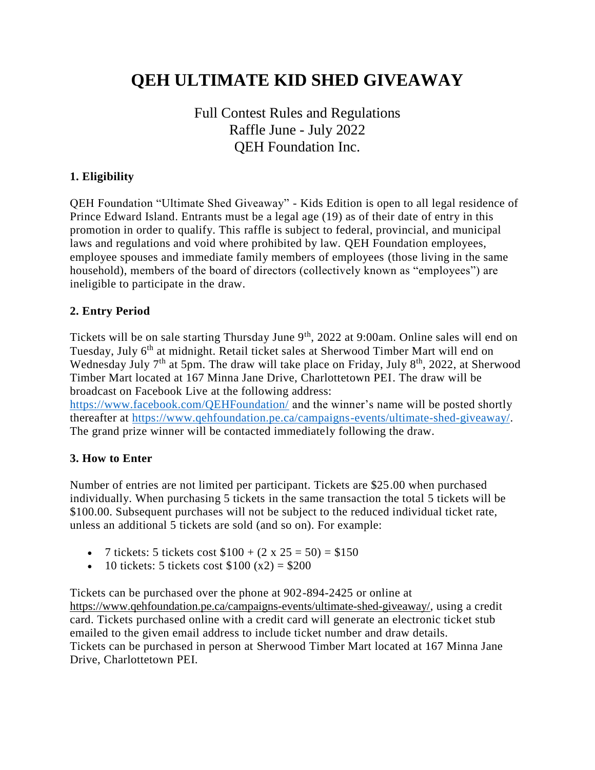# QEH ULTIMATE KID SHED GIVEAWAY

Full Contest Rules and Regulations
Raffle June - July 2022
QEH Foundation Inc.

### 1. Eligibility

QEH Foundation "Ultimate Shed Giveaway" - Kids Edition is open to all legal residence of Prince Edward Island. Entrants must be a legal age (19) as of their date of entry in this promotion in order to qualify. This raffle is subject to federal, provincial, and municipal laws and regulations and void where prohibited by law. QEH Foundation employees, employee spouses and immediate family members of employees (those living in the same household), members of the board of directors (collectively known as "employees") are ineligible to participate in the draw.

### 2. Entry Period

Tickets will be on sale starting Thursday June 9th, 2022 at 9:00am. Online sales will end on Tuesday, July 6th at midnight. Retail ticket sales at Sherwood Timber Mart will end on Wednesday July 7th at 5pm. The draw will take place on Friday, July 8th, 2022, at Sherwood Timber Mart located at 167 Minna Jane Drive, Charlottetown PEI. The draw will be broadcast on Facebook Live at the following address:
https://www.facebook.com/QEHFoundation/ and the winner's name will be posted shortly thereafter at https://www.qehfoundation.pe.ca/campaigns-events/ultimate-shed-giveaway/. The grand prize winner will be contacted immediately following the draw.

### 3. How to Enter

Number of entries are not limited per participant. Tickets are $25.00 when purchased individually. When purchasing 5 tickets in the same transaction the total 5 tickets will be $100.00. Subsequent purchases will not be subject to the reduced individual ticket rate, unless an additional 5 tickets are sold (and so on). For example:

- 7 tickets: 5 tickets cost $100 + (2 x 25 = 50) = $150
- 10 tickets: 5 tickets cost $100 (x2) = $200

Tickets can be purchased over the phone at 902-894-2425 or online at https://www.qehfoundation.pe.ca/campaigns-events/ultimate-shed-giveaway/, using a credit card. Tickets purchased online with a credit card will generate an electronic ticket stub emailed to the given email address to include ticket number and draw details.
Tickets can be purchased in person at Sherwood Timber Mart located at 167 Minna Jane Drive, Charlottetown PEI.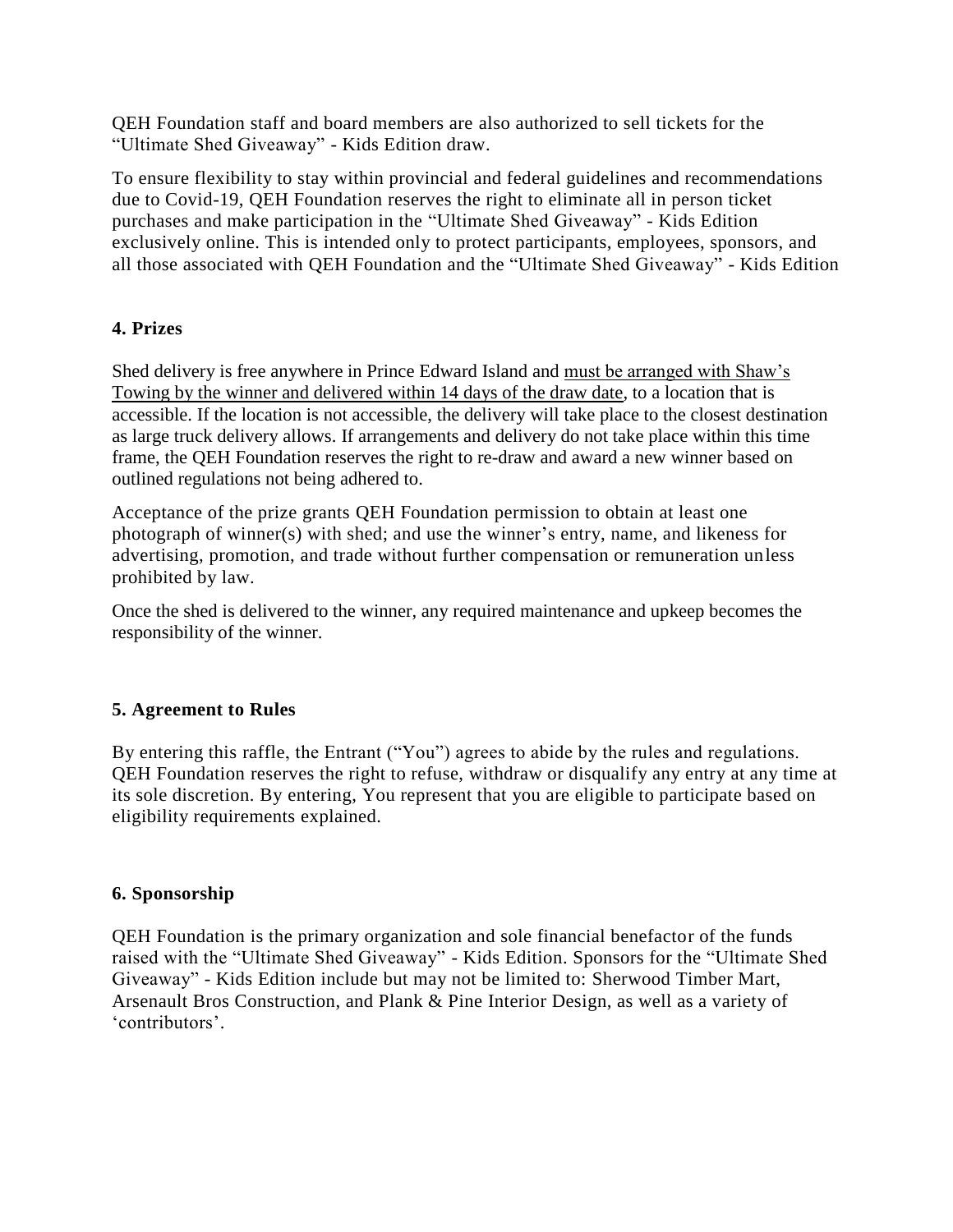QEH Foundation staff and board members are also authorized to sell tickets for the "Ultimate Shed Giveaway" - Kids Edition draw.

To ensure flexibility to stay within provincial and federal guidelines and recommendations due to Covid-19, QEH Foundation reserves the right to eliminate all in person ticket purchases and make participation in the "Ultimate Shed Giveaway" - Kids Edition exclusively online. This is intended only to protect participants, employees, sponsors, and all those associated with QEH Foundation and the "Ultimate Shed Giveaway" - Kids Edition

**4. Prizes**

Shed delivery is free anywhere in Prince Edward Island and <u>must be arranged with Shaw's Towing by the winner and delivered within 14 days of the draw date</u>, to a location that is accessible. If the location is not accessible, the delivery will take place to the closest destination as large truck delivery allows. If arrangements and delivery do not take place within this time frame, the QEH Foundation reserves the right to re-draw and award a new winner based on outlined regulations not being adhered to.

Acceptance of the prize grants QEH Foundation permission to obtain at least one photograph of winner(s) with shed; and use the winner's entry, name, and likeness for advertising, promotion, and trade without further compensation or remuneration unless prohibited by law.

Once the shed is delivered to the winner, any required maintenance and upkeep becomes the responsibility of the winner.

**5. Agreement to Rules**

By entering this raffle, the Entrant ("You") agrees to abide by the rules and regulations. QEH Foundation reserves the right to refuse, withdraw or disqualify any entry at any time at its sole discretion. By entering, You represent that you are eligible to participate based on eligibility requirements explained.

**6. Sponsorship**

QEH Foundation is the primary organization and sole financial benefactor of the funds raised with the "Ultimate Shed Giveaway" - Kids Edition. Sponsors for the "Ultimate Shed Giveaway" - Kids Edition include but may not be limited to: Sherwood Timber Mart, Arsenault Bros Construction, and Plank & Pine Interior Design, as well as a variety of 'contributors'.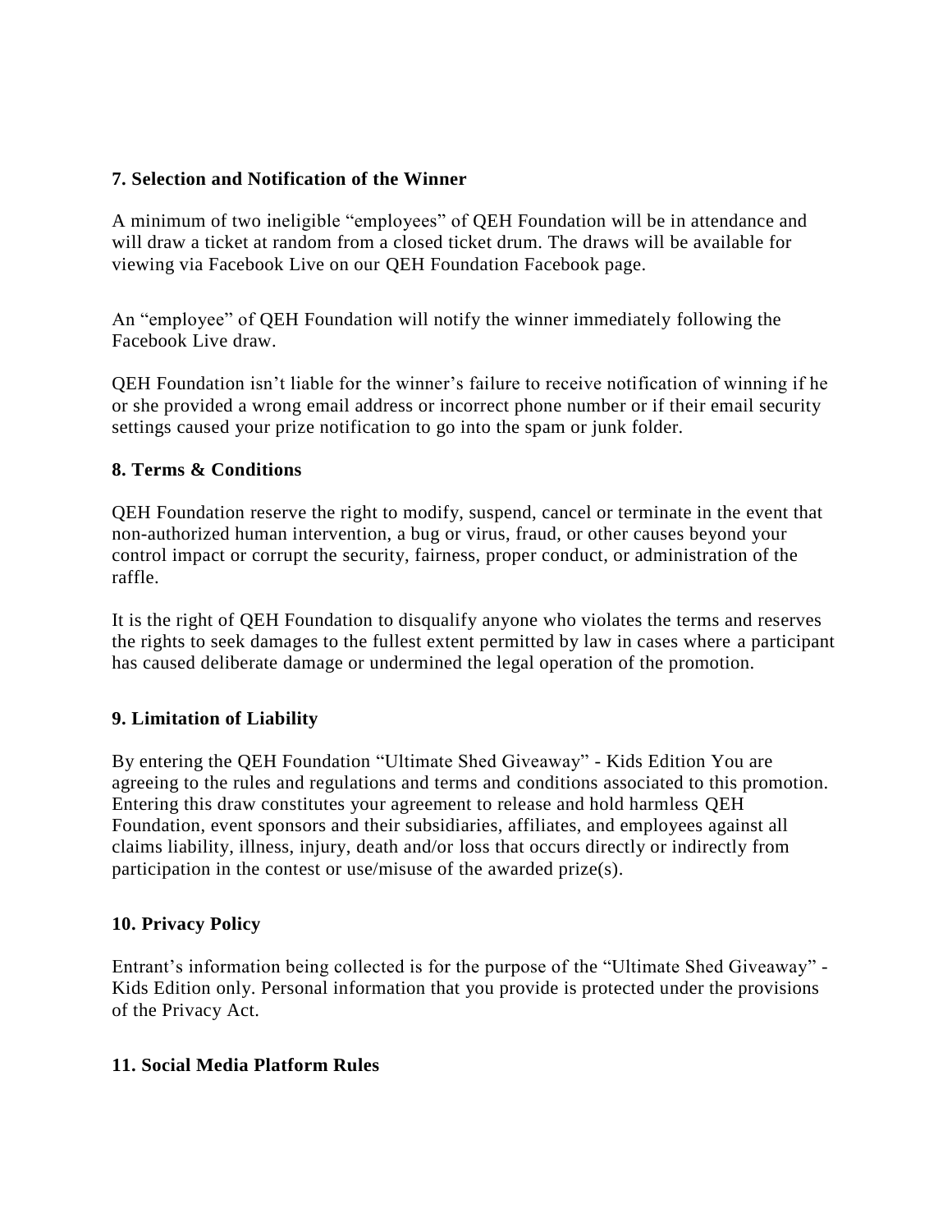**7. Selection and Notification of the Winner**

A minimum of two ineligible "employees" of QEH Foundation will be in attendance and will draw a ticket at random from a closed ticket drum. The draws will be available for viewing via Facebook Live on our QEH Foundation Facebook page.

An "employee" of QEH Foundation will notify the winner immediately following the Facebook Live draw.

QEH Foundation isn't liable for the winner's failure to receive notification of winning if he or she provided a wrong email address or incorrect phone number or if their email security settings caused your prize notification to go into the spam or junk folder.

**8. Terms & Conditions**

QEH Foundation reserve the right to modify, suspend, cancel or terminate in the event that non-authorized human intervention, a bug or virus, fraud, or other causes beyond your control impact or corrupt the security, fairness, proper conduct, or administration of the raffle.

It is the right of QEH Foundation to disqualify anyone who violates the terms and reserves the rights to seek damages to the fullest extent permitted by law in cases where a participant has caused deliberate damage or undermined the legal operation of the promotion.

**9. Limitation of Liability**

By entering the QEH Foundation "Ultimate Shed Giveaway" - Kids Edition You are agreeing to the rules and regulations and terms and conditions associated to this promotion. Entering this draw constitutes your agreement to release and hold harmless QEH Foundation, event sponsors and their subsidiaries, affiliates, and employees against all claims liability, illness, injury, death and/or loss that occurs directly or indirectly from participation in the contest or use/misuse of the awarded prize(s).

**10. Privacy Policy**

Entrant's information being collected is for the purpose of the "Ultimate Shed Giveaway" - Kids Edition only. Personal information that you provide is protected under the provisions of the Privacy Act.

**11. Social Media Platform Rules**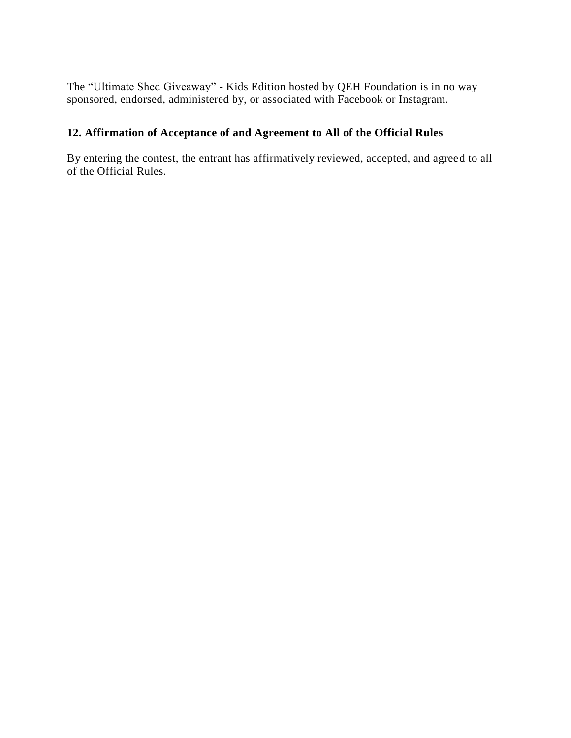The “Ultimate Shed Giveaway” - Kids Edition hosted by QEH Foundation is in no way sponsored, endorsed, administered by, or associated with Facebook or Instagram.

## 12. Affirmation of Acceptance of and Agreement to All of the Official Rules

By entering the contest, the entrant has affirmatively reviewed, accepted, and agreed to all of the Official Rules.